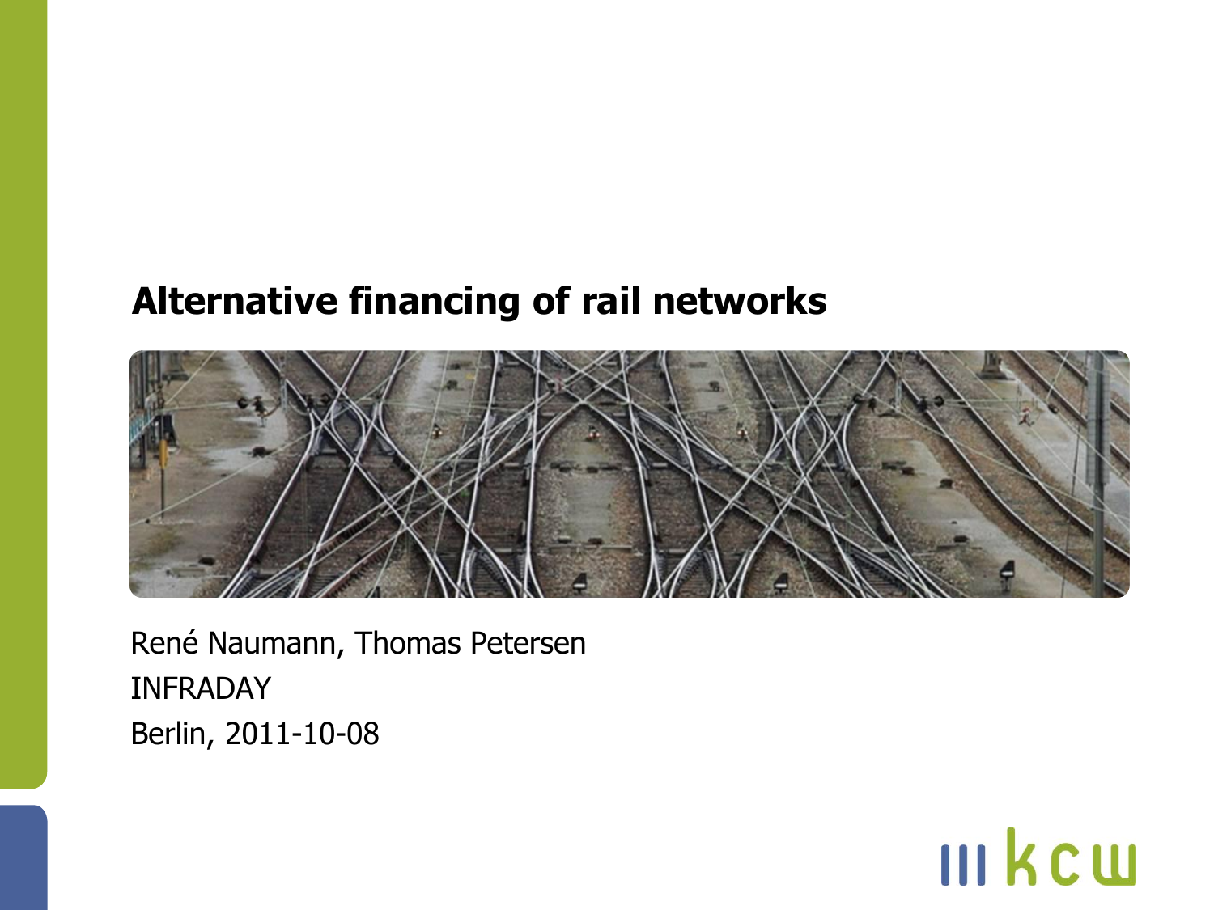# Alternative financing of rail networks

René Naumann, Thomas Petersen

INFRADAY

Berlin, 2011-10-08

kcw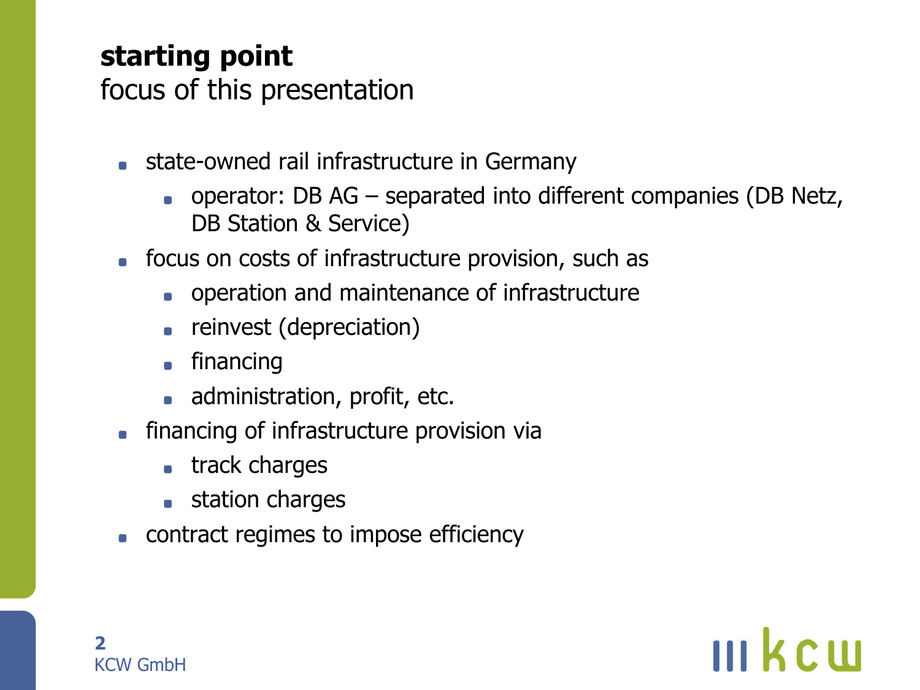# starting point

focus of this presentation

- state-owned rail infrastructure in Germany
  - operator: DB AG – separated into different companies (DB Netz, DB Station & Service)
- focus on costs of infrastructure provision, such as
  - operation and maintenance of infrastructure
  - reinvest (depreciation)
  - financing
  - administration, profit, etc.
- financing of infrastructure provision via
  - track charges
  - station charges
- contract regimes to impose efficiency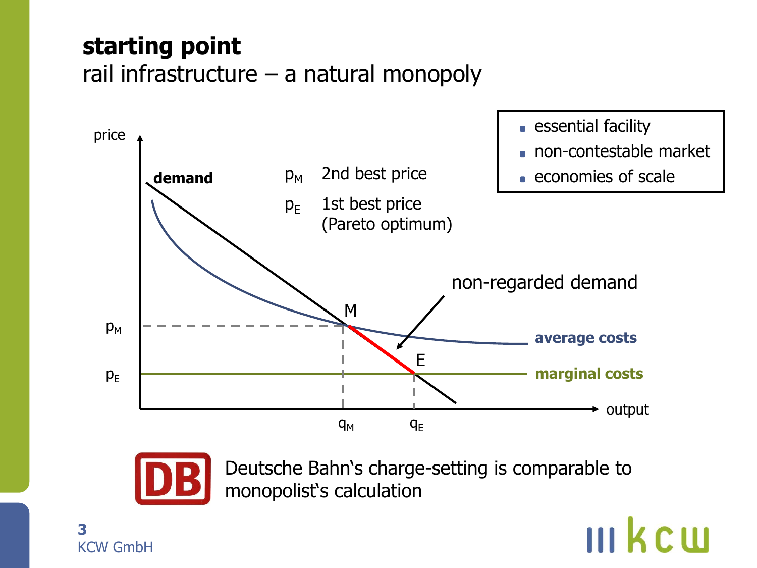# starting point

## rail infrastructure – a natural monopoly

- essential facility
- non-contestable market
- economies of scale

price

**demand**

$p_M$ 2nd best price

$p_E$ 1st best price (Pareto optimum)

non-regarded demand

M

E

$p_M$

$p_E$

**average costs**

**marginal costs**

$q_M$ $q_E$

output

Deutsche Bahn‘s charge-setting is comparable to monopolist‘s calculation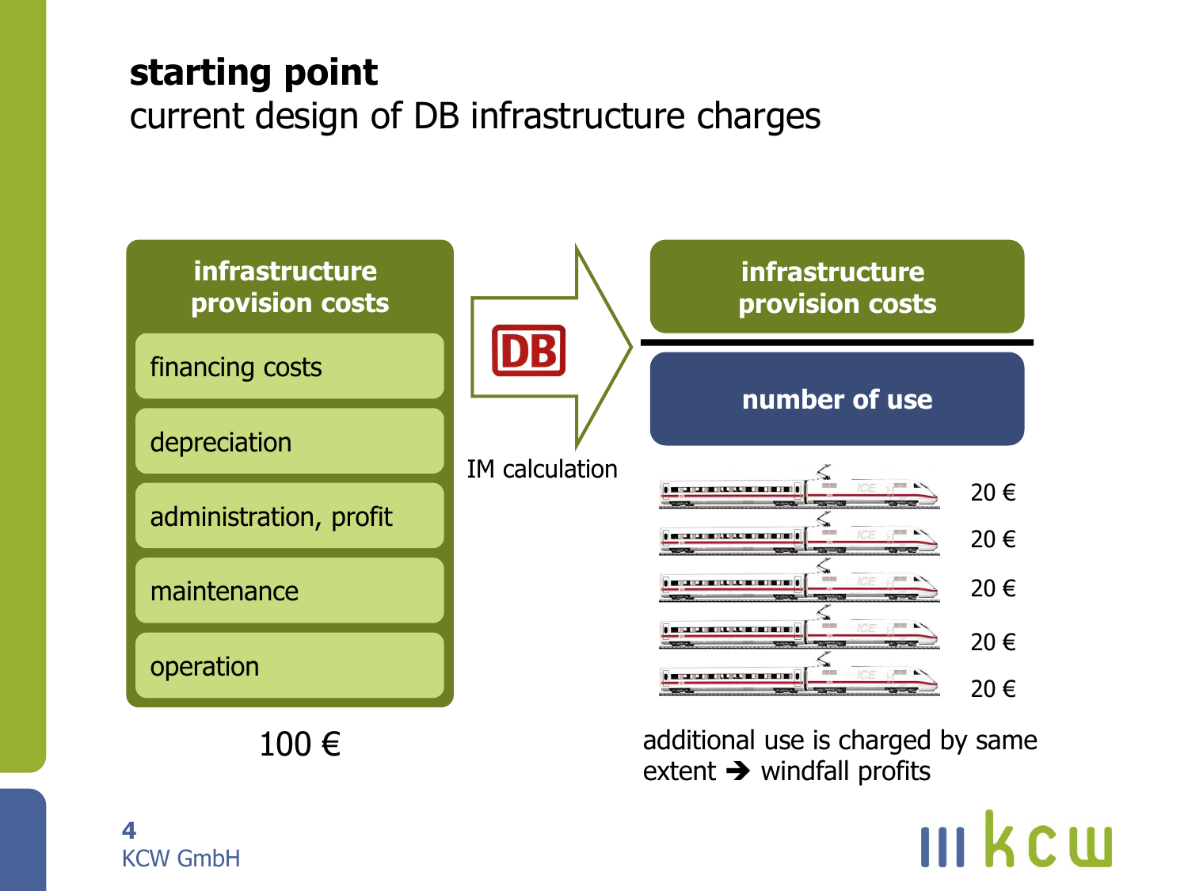# starting point

## current design of DB infrastructure charges

**infrastructure provision costs**

- financing costs
- depreciation
- administration, profit
- maintenance
- operation

100 €

DB

IM calculation

**infrastructure provision costs**

**number of use**

20 €

20 €

20 €

20 €

20 €

additional use is charged by same extent ➔ windfall profits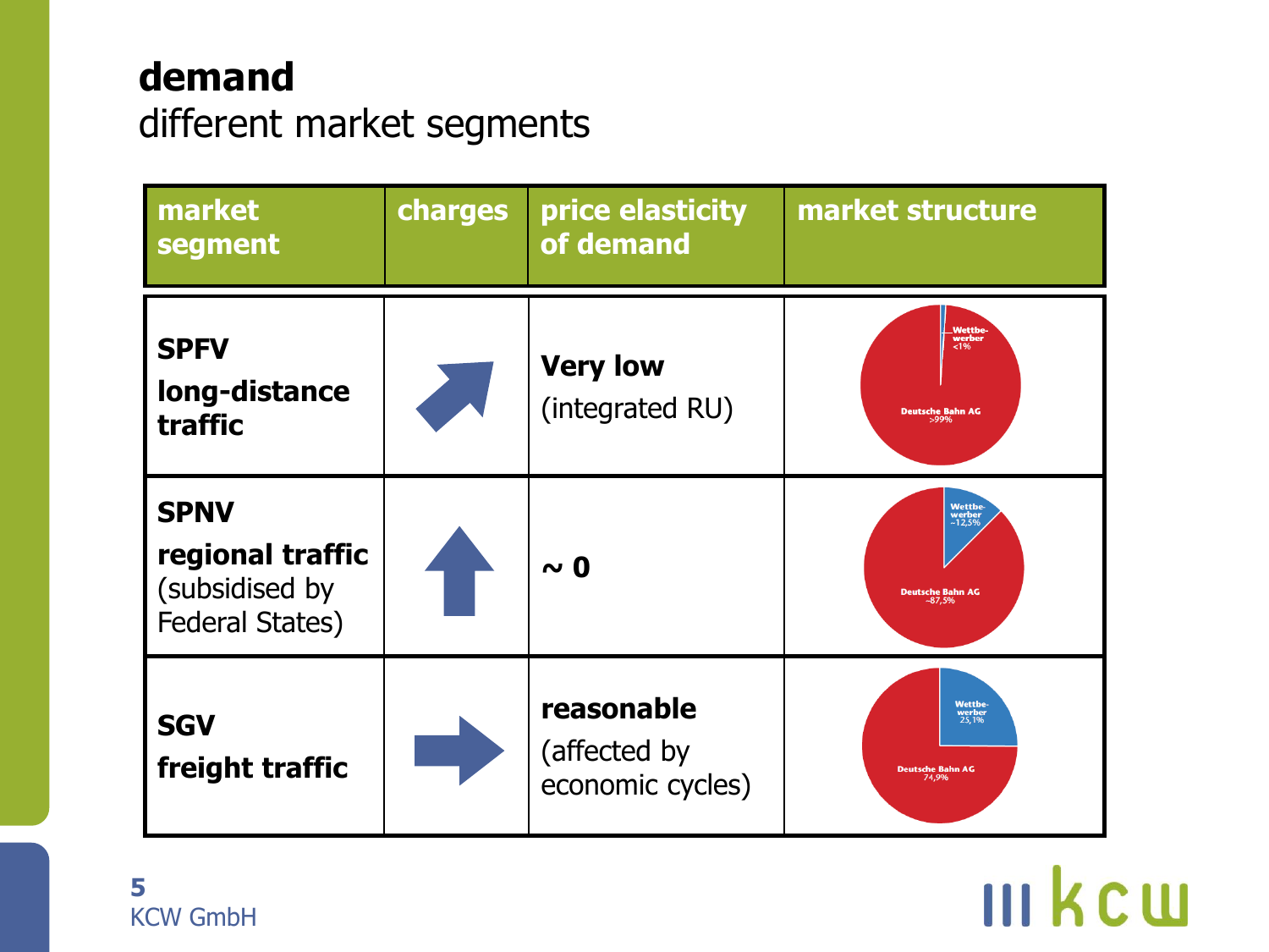# demand

## different market segments

| market segment | charges | price elasticity of demand | market structure |
|---|---|---|---|
| **SPFV** **long-distance traffic** | ↗ | **Very low** (integrated RU) | Wettbewerber <1%; Deutsche Bahn AG >99% |
| **SPNV** **regional traffic** (subsidised by Federal States) | ↑ | **~ 0** | Wettbewerber ~12,5%; Deutsche Bahn AG ~87,5% |
| **SGV** **freight traffic** | → | **reasonable** (affected by economic cycles) | Wettbewerber 25,1%; Deutsche Bahn AG 74,9% |

KCW GmbH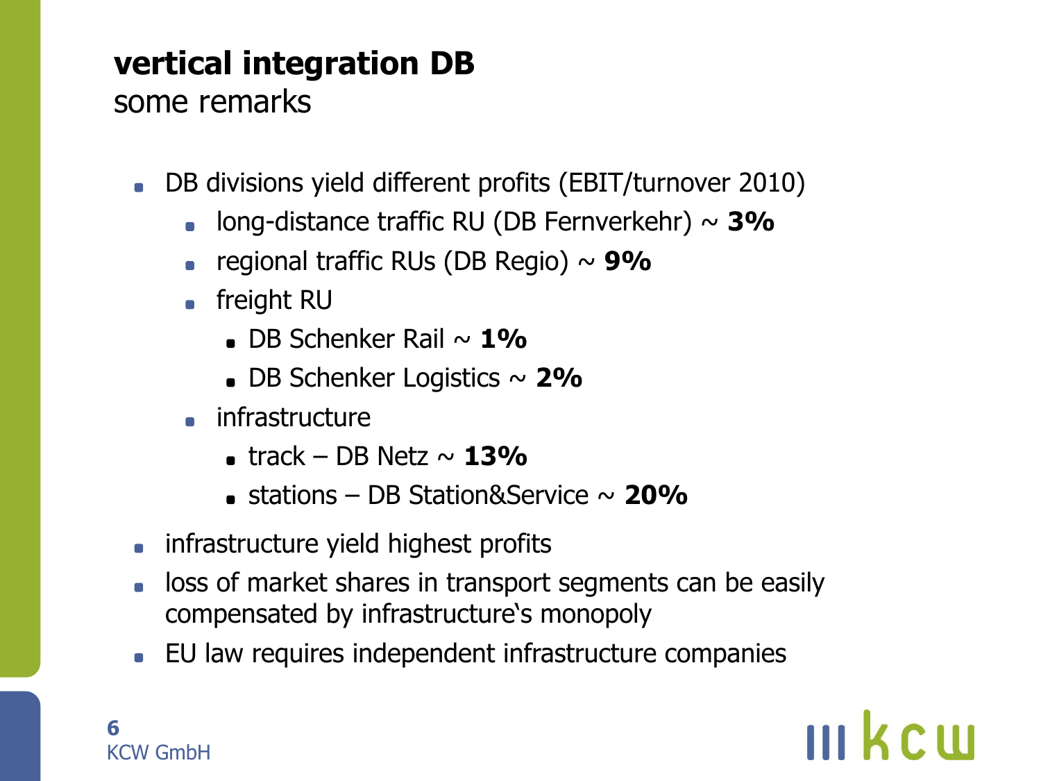# vertical integration DB

some remarks

- DB divisions yield different profits (EBIT/turnover 2010)
  - long-distance traffic RU (DB Fernverkehr) ~ **3%**
  - regional traffic RUs (DB Regio) ~ **9%**
  - freight RU
    - DB Schenker Rail ~ **1%**
    - DB Schenker Logistics ~ **2%**
  - infrastructure
    - track – DB Netz ~ **13%**
    - stations – DB Station&Service ~ **20%**
- infrastructure yield highest profits
- loss of market shares in transport segments can be easily compensated by infrastructure's monopoly
- EU law requires independent infrastructure companies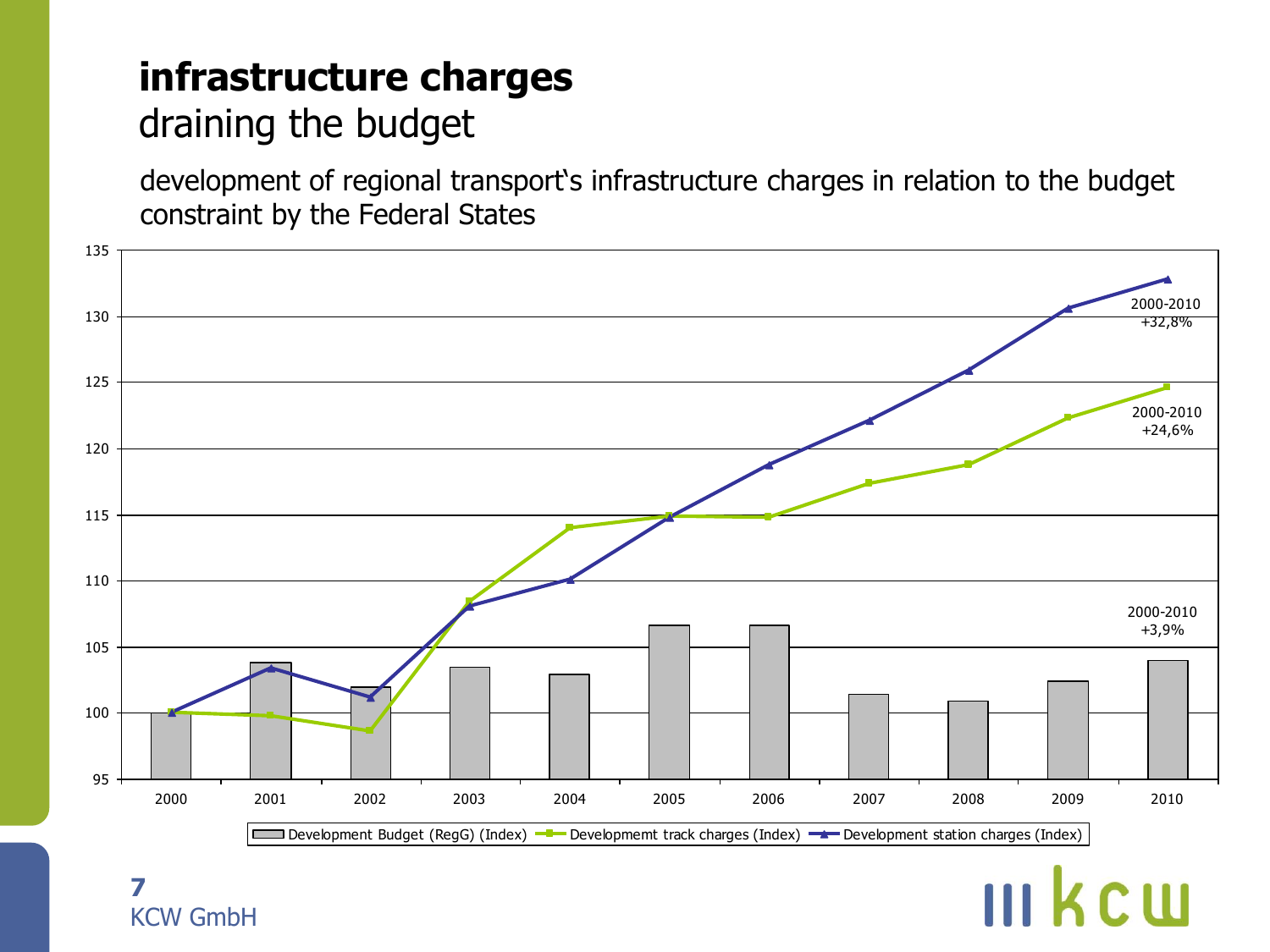# infrastructure charges

draining the budget

development of regional transport's infrastructure charges in relation to the budget constraint by the Federal States

2000-2010 +32,8%

2000-2010 +24,6%

2000-2010 +3,9%

Development Budget (RegG) (Index) | Developmemt track charges (Index) | Development station charges (Index)

KCW GmbH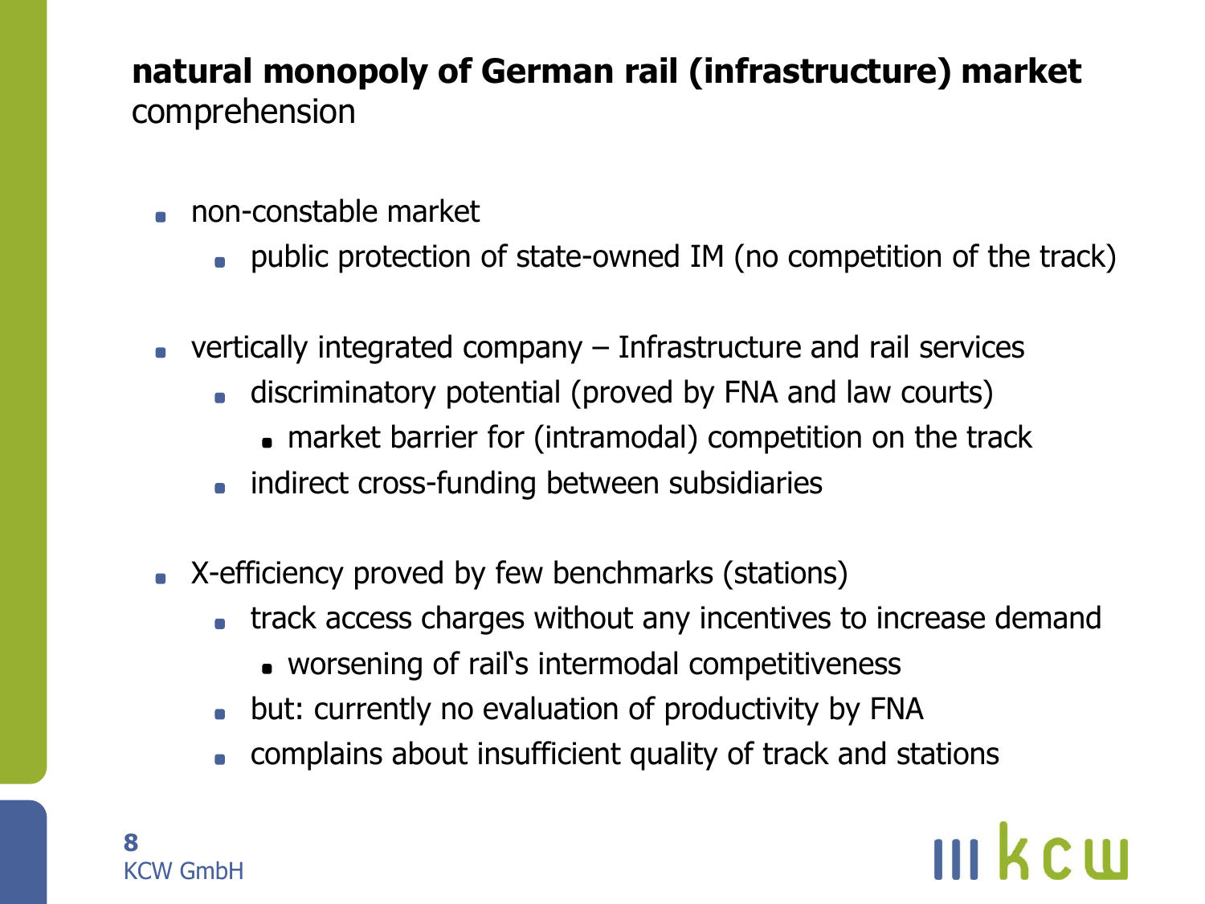## natural monopoly of German rail (infrastructure) market

comprehension

- non-constable market
  - public protection of state-owned IM (no competition of the track)
- vertically integrated company – Infrastructure and rail services
  - discriminatory potential (proved by FNA and law courts)
    - market barrier for (intramodal) competition on the track
  - indirect cross-funding between subsidiaries
- X-efficiency proved by few benchmarks (stations)
  - track access charges without any incentives to increase demand
    - worsening of rail�was intermodal competitiveness
  - but: currently no evaluation of productivity by FNA
  - complains about insufficient quality of track and stations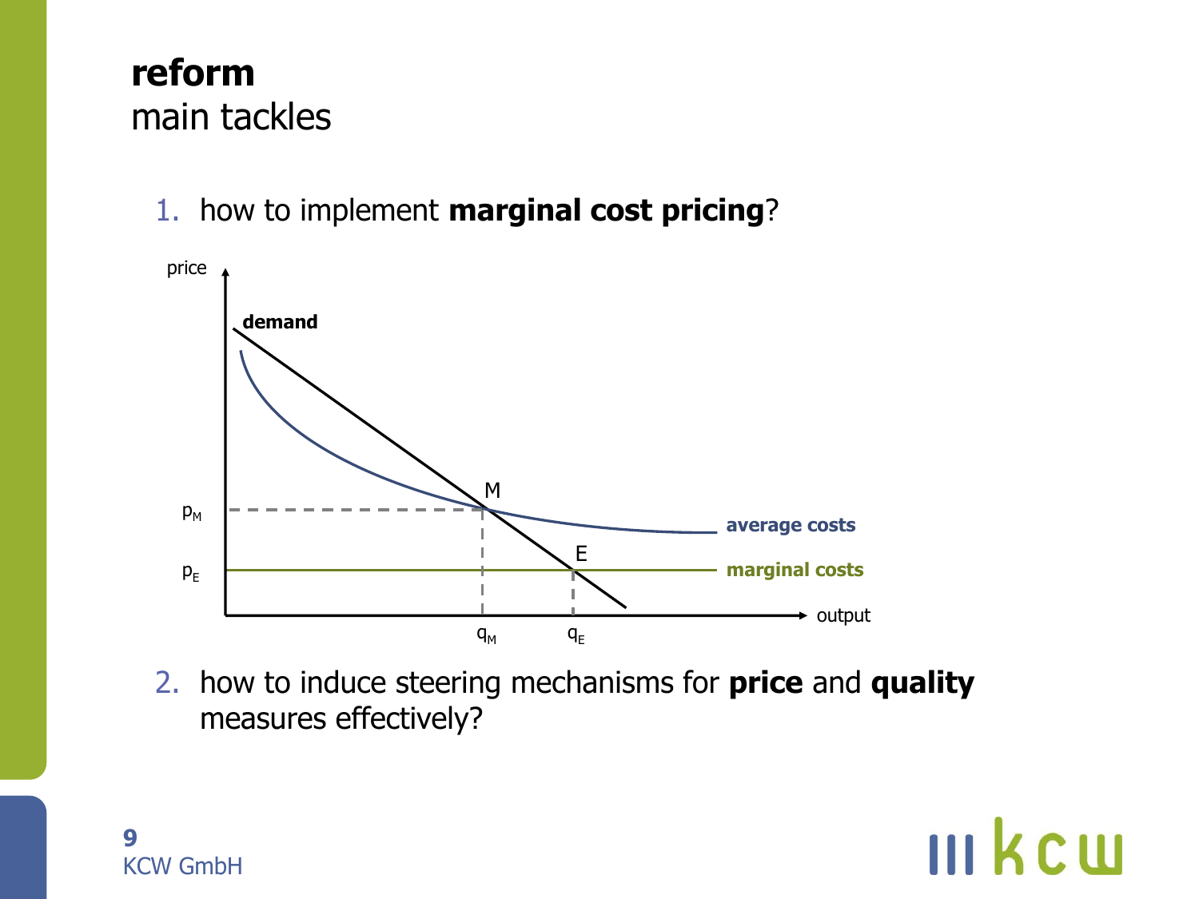# reform

main tackles

1. how to implement **marginal cost pricing**?

2. how to induce steering mechanisms for **price** and **quality** measures effectively?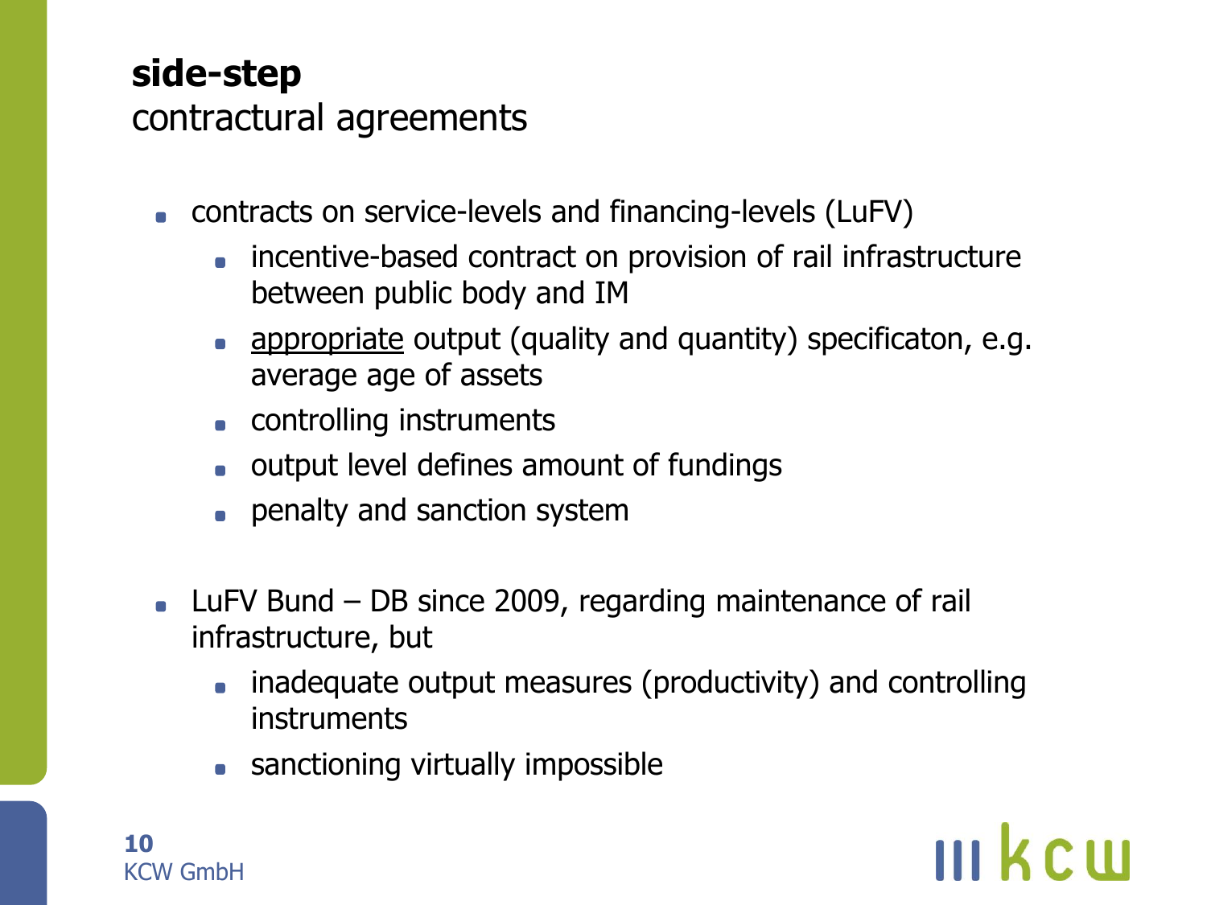## side-step

contractual agreements

- contracts on service-levels and financing-levels (LuFV)
  - incentive-based contract on provision of rail infrastructure between public body and IM
  - <u>appropriate</u> output (quality and quantity) specificaton, e.g. average age of assets
  - controlling instruments
  - output level defines amount of fundings
  - penalty and sanction system
- LuFV Bund – DB since 2009, regarding maintenance of rail infrastructure, but
  - inadequate output measures (productivity) and controlling instruments
  - sanctioning virtually impossible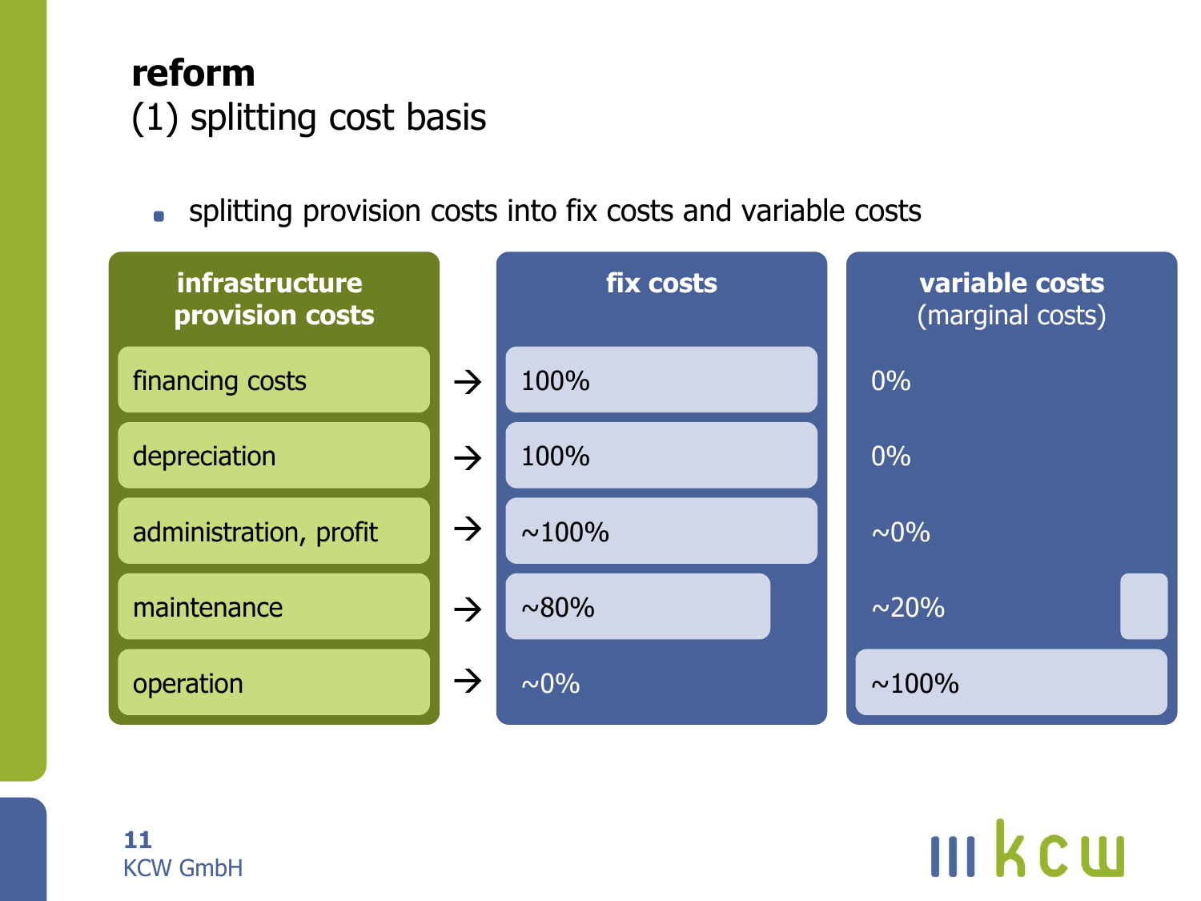# reform

## (1) splitting cost basis

- splitting provision costs into fix costs and variable costs

| infrastructure provision costs | | fix costs | variable costs (marginal costs) |
|---|---|---|---|
| financing costs | → | 100% | 0% |
| depreciation | → | 100% | 0% |
| administration, profit | → | ~100% | ~0% |
| maintenance | → | ~80% | ~20% |
| operation | → | ~0% | ~100% |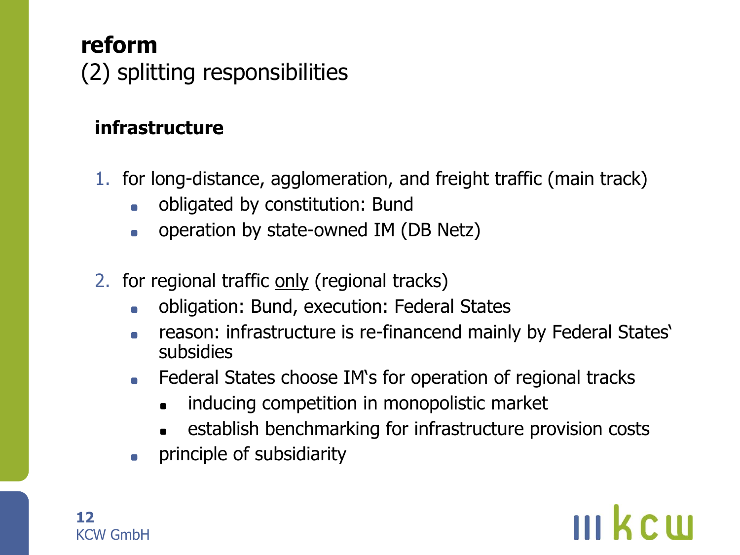# reform

## (2) splitting responsibilities

### infrastructure

1. for long-distance, agglomeration, and freight traffic (main track)
   - obligated by constitution: Bund
   - operation by state-owned IM (DB Netz)

2. for regional traffic <u>only</u> (regional tracks)
   - obligation: Bund, execution: Federal States
   - reason: infrastructure is re-financend mainly by Federal States‘ subsidies
   - Federal States choose IM‘s for operation of regional tracks
     - inducing competition in monopolistic market
     - establish benchmarking for infrastructure provision costs
   - principle of subsidiarity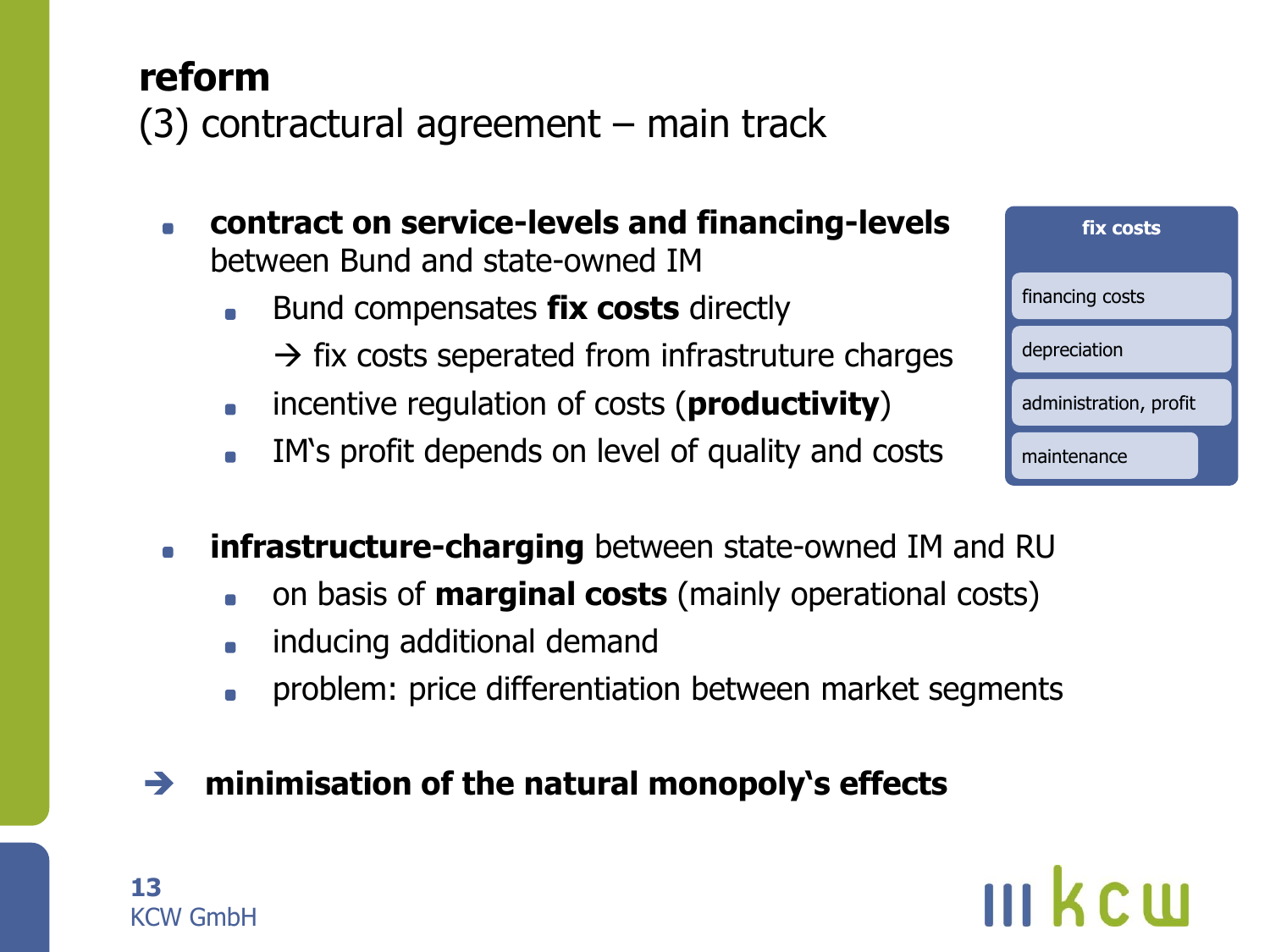# reform

## (3) contractual agreement – main track

- **contract on service-levels and financing-levels** between Bund and state-owned IM
  - Bund compensates **fix costs** directly
    → fix costs seperated from infrastruture charges
  - incentive regulation of costs (**productivity**)
  - IM‘s profit depends on level of quality and costs

**fix costs**

- financing costs
- depreciation
- administration, profit
- maintenance

- **infrastructure-charging** between state-owned IM and RU
  - on basis of **marginal costs** (mainly operational costs)
  - inducing additional demand
  - problem: price differentiation between market segments

→ **minimisation of the natural monopoly‘s effects**

KCW GmbH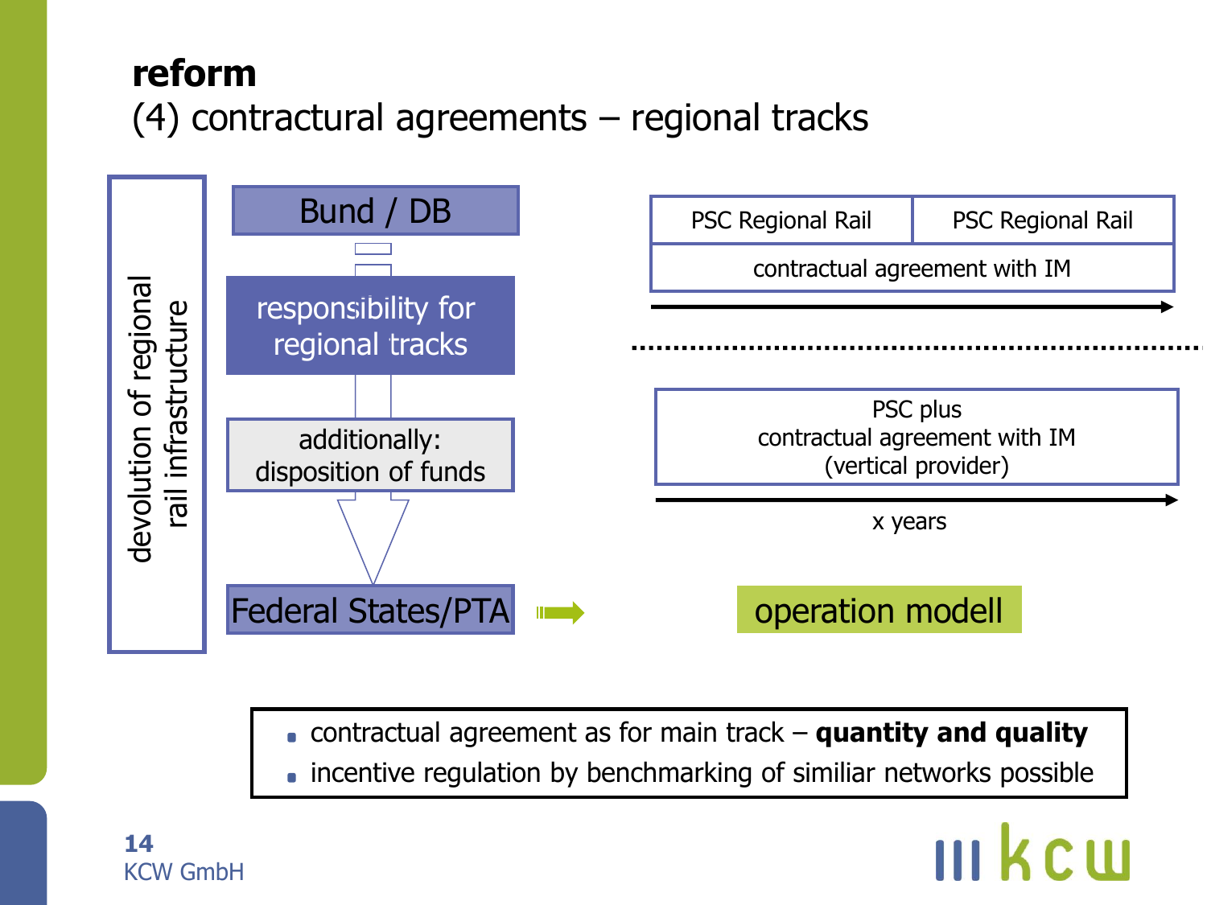# reform

## (4) contractual agreements – regional tracks

devolution of regional rail infrastructure

Bund / DB

responsibility for regional tracks

additionally: disposition of funds

Federal States/PTA

| PSC Regional Rail | PSC Regional Rail |
| --- | --- |
| contractual agreement with IM | |

PSC plus
contractual agreement with IM
(vertical provider)

x years

operation modell

- contractual agreement as for main track – **quantity and quality**
- incentive regulation by benchmarking of similiar networks possible

KCW GmbH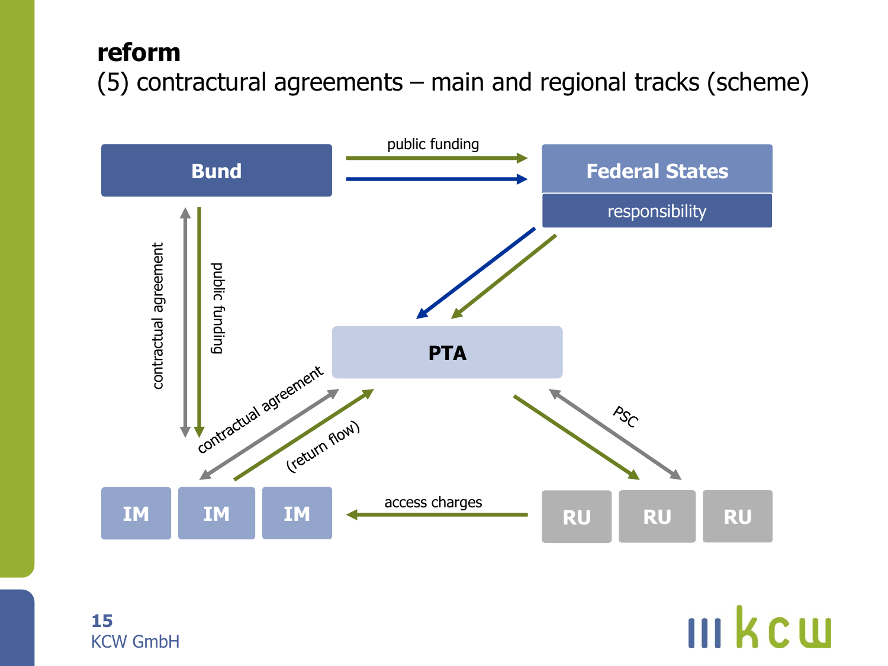# reform

## (5) contractual agreements – main and regional tracks (scheme)

Bund

public funding

Federal States

responsibility

contractual agreement

public funding

PTA

contractual agreement

(return flow)

PSC

IM IM IM

access charges

RU RU RU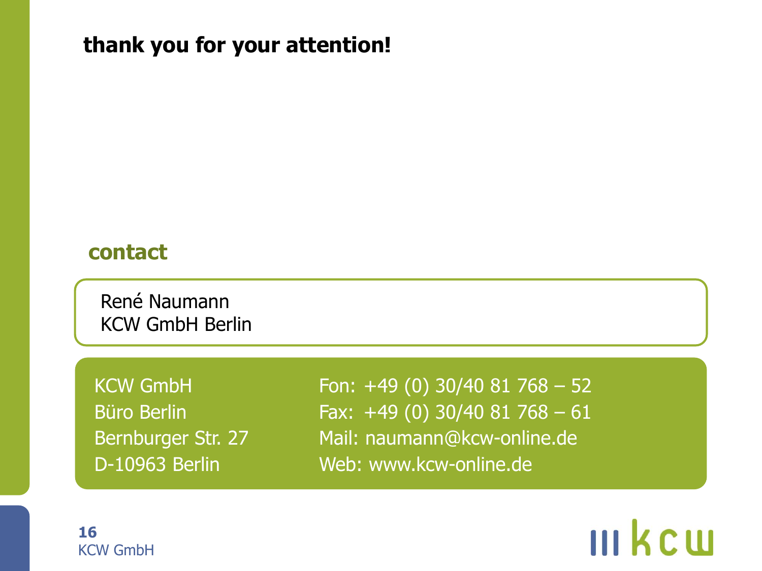# thank you for your attention!

## contact

René Naumann
KCW GmbH Berlin

KCW GmbH
Büro Berlin
Bernburger Str. 27
D-10963 Berlin

Fon: +49 (0) 30/40 81 768 – 52
Fax: +49 (0) 30/40 81 768 – 61
Mail: naumann@kcw-online.de
Web: www.kcw-online.de